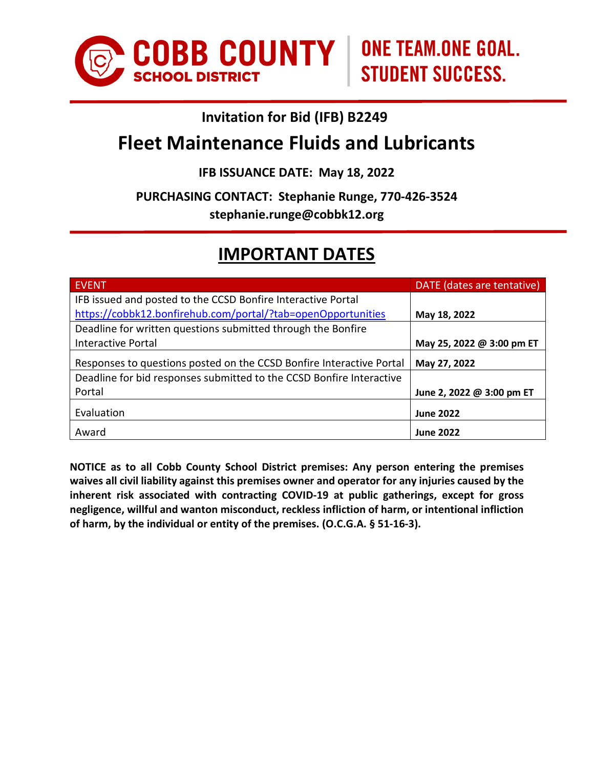COBB COUNTY SCHOOL DISTRICT | ONE TEAM.ONE GOAL. STUDENT SUCCESS.

**Invitation for Bid (IFB) B2249**

# Fleet Maintenance Fluids and Lubricants

**IFB ISSUANCE DATE: May 18, 2022**

**PURCHASING CONTACT: Stephanie Runge, 770-426-3524**
**stephanie.runge@cobbk12.org**

## IMPORTANT DATES

| EVENT | DATE (dates are tentative) |
|---|---|
| IFB issued and posted to the CCSD Bonfire Interactive Portal https://cobbk12.bonfirehub.com/portal/?tab=openOpportunities | **May 18, 2022** |
| Deadline for written questions submitted through the Bonfire Interactive Portal | **May 25, 2022 @ 3:00 pm ET** |
| Responses to questions posted on the CCSD Bonfire Interactive Portal | **May 27, 2022** |
| Deadline for bid responses submitted to the CCSD Bonfire Interactive Portal | **June 2, 2022 @ 3:00 pm ET** |
| Evaluation | **June 2022** |
| Award | **June 2022** |

**NOTICE as to all Cobb County School District premises: Any person entering the premises waives all civil liability against this premises owner and operator for any injuries caused by the inherent risk associated with contracting COVID-19 at public gatherings, except for gross negligence, willful and wanton misconduct, reckless infliction of harm, or intentional infliction of harm, by the individual or entity of the premises. (O.C.G.A. § 51-16-3).**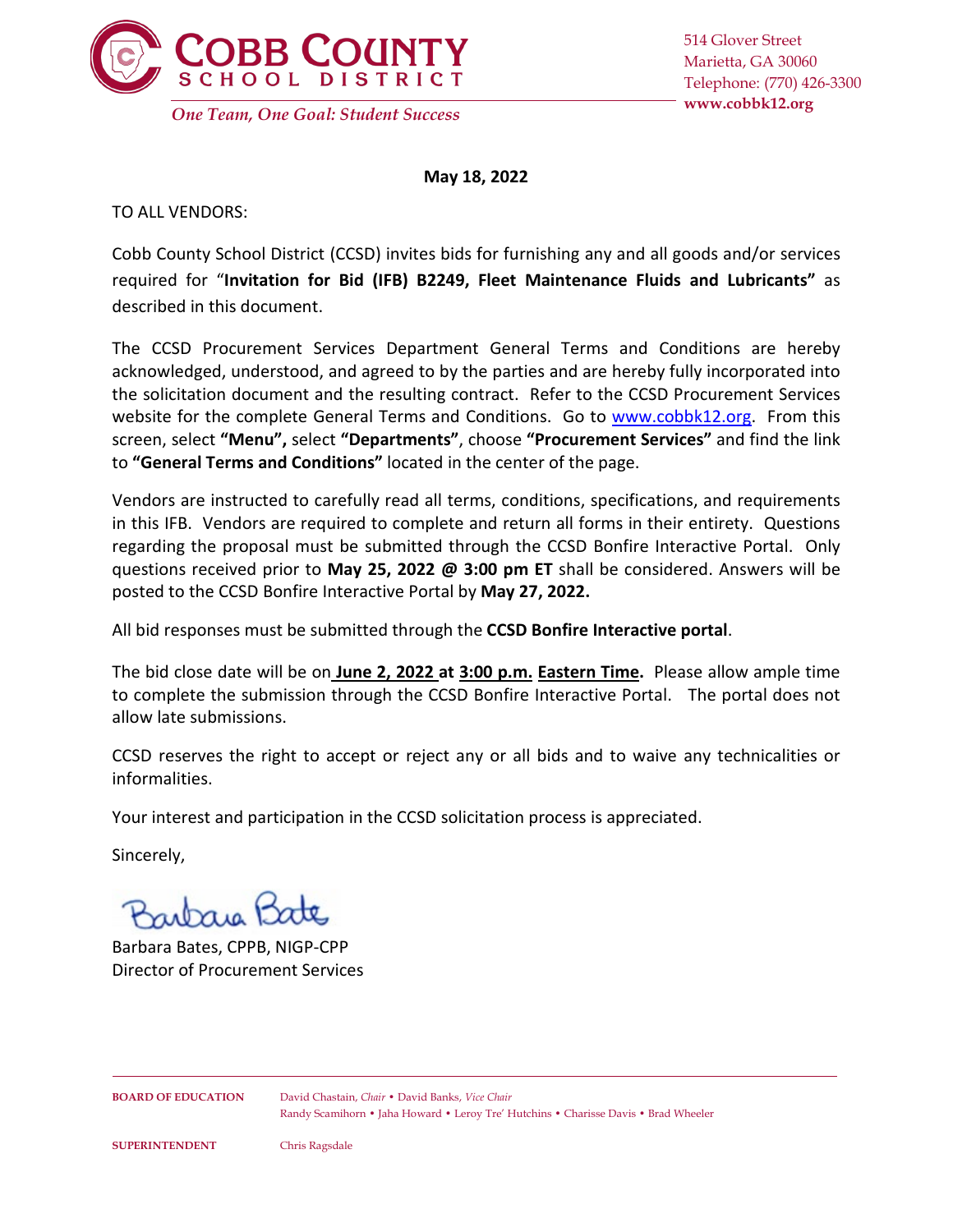**COBB COUNTY SCHOOL DISTRICT**

*One Team, One Goal: Student Success*

514 Glover Street
Marietta, GA 30060
Telephone: (770) 426-3300
**www.cobbk12.org**

**May 18, 2022**

TO ALL VENDORS:

Cobb County School District (CCSD) invites bids for furnishing any and all goods and/or services required for "**Invitation for Bid (IFB) B2249, Fleet Maintenance Fluids and Lubricants"** as described in this document.

The CCSD Procurement Services Department General Terms and Conditions are hereby acknowledged, understood, and agreed to by the parties and are hereby fully incorporated into the solicitation document and the resulting contract. Refer to the CCSD Procurement Services website for the complete General Terms and Conditions. Go to www.cobbk12.org. From this screen, select **"Menu",** select **"Departments"**, choose **"Procurement Services"** and find the link to **"General Terms and Conditions"** located in the center of the page.

Vendors are instructed to carefully read all terms, conditions, specifications, and requirements in this IFB. Vendors are required to complete and return all forms in their entirety. Questions regarding the proposal must be submitted through the CCSD Bonfire Interactive Portal. Only questions received prior to **May 25, 2022 @ 3:00 pm ET** shall be considered. Answers will be posted to the CCSD Bonfire Interactive Portal by **May 27, 2022.**

All bid responses must be submitted through the **CCSD Bonfire Interactive portal**.

The bid close date will be on **June 2, 2022 at 3:00 p.m. Eastern Time.** Please allow ample time to complete the submission through the CCSD Bonfire Interactive Portal. The portal does not allow late submissions.

CCSD reserves the right to accept or reject any or all bids and to waive any technicalities or informalities.

Your interest and participation in the CCSD solicitation process is appreciated.

Sincerely,

Barbara Bates

Barbara Bates, CPPB, NIGP-CPP
Director of Procurement Services

**BOARD OF EDUCATION** David Chastain, *Chair* • David Banks, *Vice Chair*
Randy Scamihorn • Jaha Howard • Leroy Tre' Hutchins • Charisse Davis • Brad Wheeler

**SUPERINTENDENT** Chris Ragsdale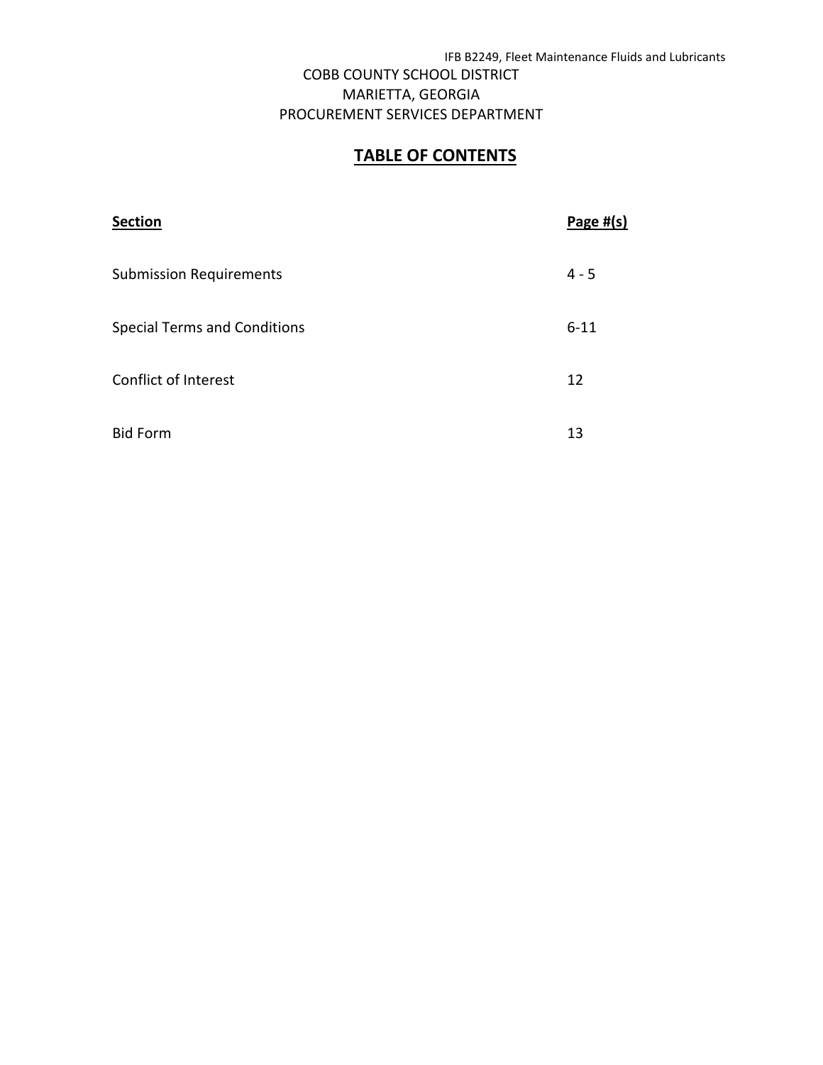COBB COUNTY SCHOOL DISTRICT
MARIETTA, GEORGIA
PROCUREMENT SERVICES DEPARTMENT

# TABLE OF CONTENTS

| Section | Page #(s) |
|---|---|
| Submission Requirements | 4 - 5 |
| Special Terms and Conditions | 6-11 |
| Conflict of Interest | 12 |
| Bid Form | 13 |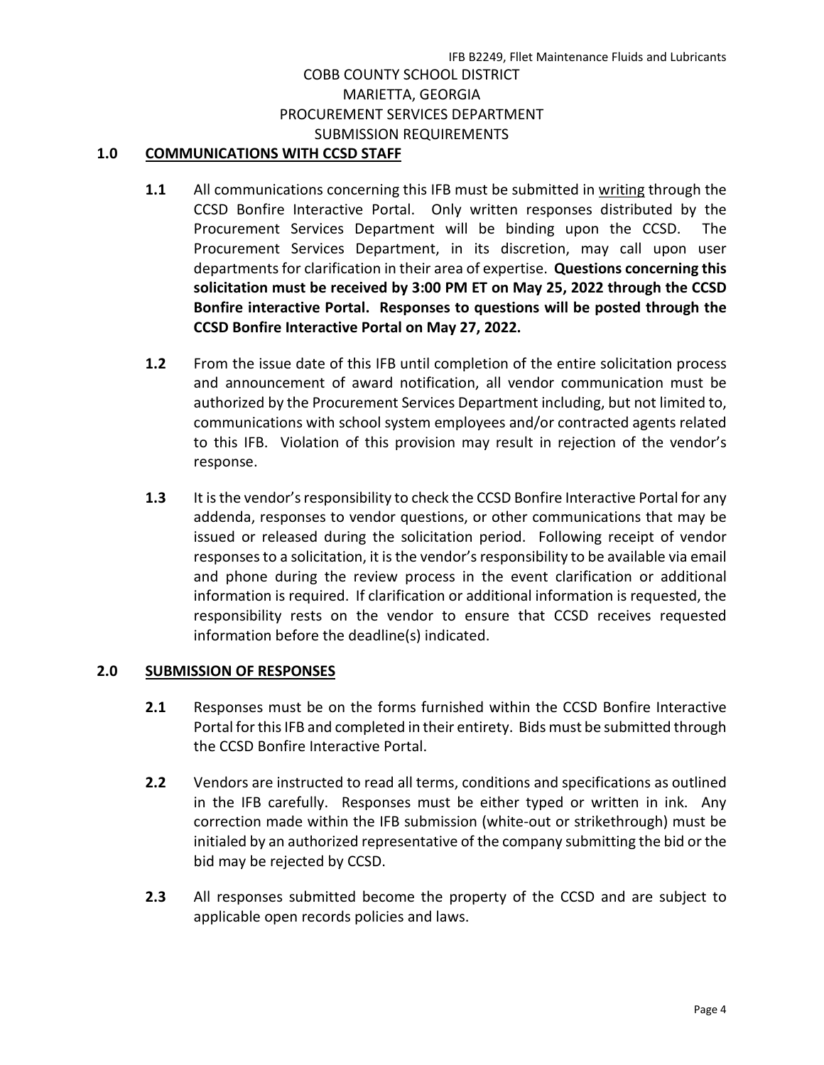COBB COUNTY SCHOOL DISTRICT
MARIETTA, GEORGIA
PROCUREMENT SERVICES DEPARTMENT
SUBMISSION REQUIREMENTS

## 1.0 COMMUNICATIONS WITH CCSD STAFF

**1.1** All communications concerning this IFB must be submitted in writing through the CCSD Bonfire Interactive Portal. Only written responses distributed by the Procurement Services Department will be binding upon the CCSD. The Procurement Services Department, in its discretion, may call upon user departments for clarification in their area of expertise. **Questions concerning this solicitation must be received by 3:00 PM ET on May 25, 2022 through the CCSD Bonfire interactive Portal. Responses to questions will be posted through the CCSD Bonfire Interactive Portal on May 27, 2022.**

**1.2** From the issue date of this IFB until completion of the entire solicitation process and announcement of award notification, all vendor communication must be authorized by the Procurement Services Department including, but not limited to, communications with school system employees and/or contracted agents related to this IFB. Violation of this provision may result in rejection of the vendor's response.

**1.3** It is the vendor's responsibility to check the CCSD Bonfire Interactive Portal for any addenda, responses to vendor questions, or other communications that may be issued or released during the solicitation period. Following receipt of vendor responses to a solicitation, it is the vendor's responsibility to be available via email and phone during the review process in the event clarification or additional information is required. If clarification or additional information is requested, the responsibility rests on the vendor to ensure that CCSD receives requested information before the deadline(s) indicated.

## 2.0 SUBMISSION OF RESPONSES

**2.1** Responses must be on the forms furnished within the CCSD Bonfire Interactive Portal for this IFB and completed in their entirety. Bids must be submitted through the CCSD Bonfire Interactive Portal.

**2.2** Vendors are instructed to read all terms, conditions and specifications as outlined in the IFB carefully. Responses must be either typed or written in ink. Any correction made within the IFB submission (white-out or strikethrough) must be initialed by an authorized representative of the company submitting the bid or the bid may be rejected by CCSD.

**2.3** All responses submitted become the property of the CCSD and are subject to applicable open records policies and laws.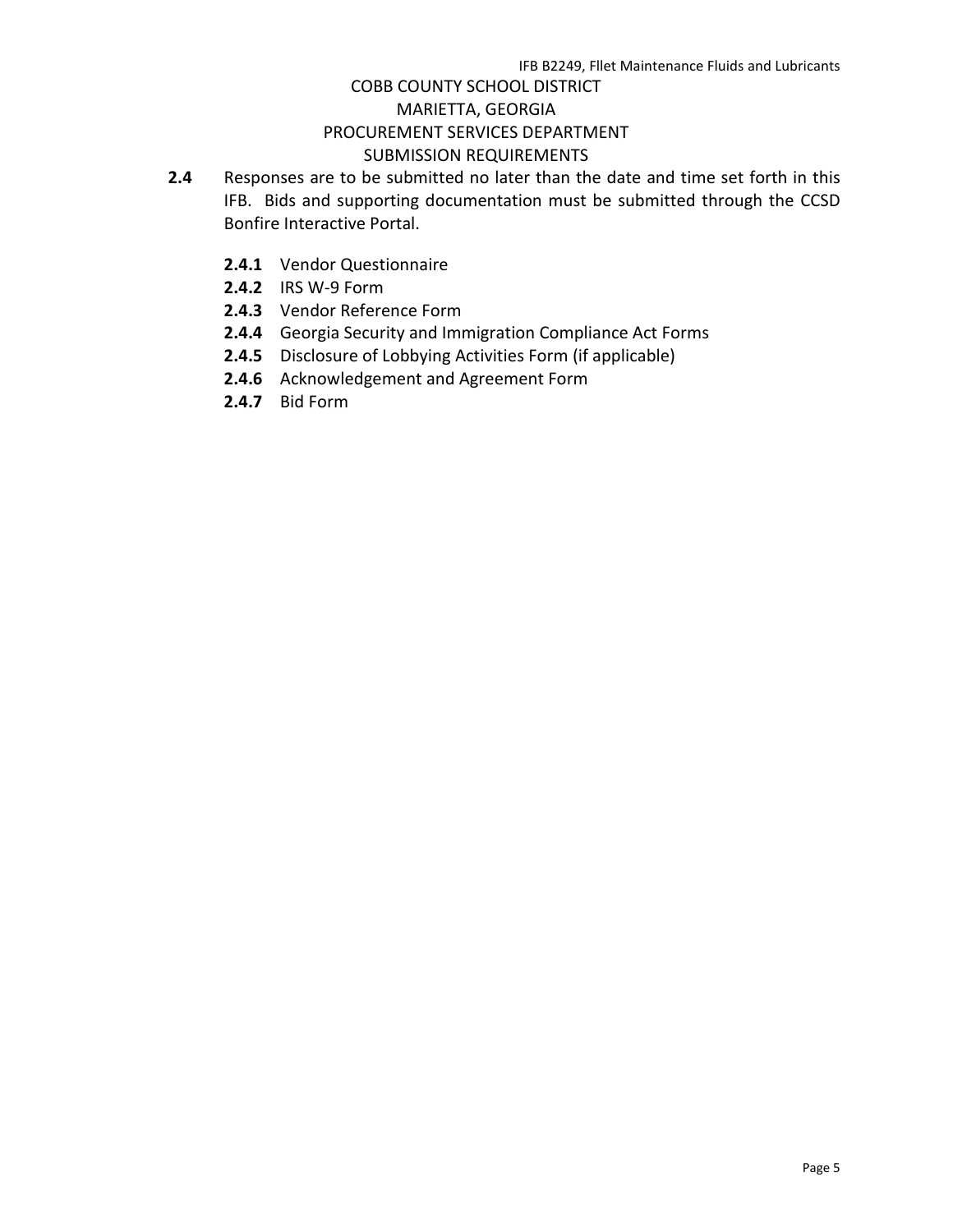COBB COUNTY SCHOOL DISTRICT
MARIETTA, GEORGIA
PROCUREMENT SERVICES DEPARTMENT
SUBMISSION REQUIREMENTS

**2.4** Responses are to be submitted no later than the date and time set forth in this IFB. Bids and supporting documentation must be submitted through the CCSD Bonfire Interactive Portal.

- **2.4.1** Vendor Questionnaire
- **2.4.2** IRS W-9 Form
- **2.4.3** Vendor Reference Form
- **2.4.4** Georgia Security and Immigration Compliance Act Forms
- **2.4.5** Disclosure of Lobbying Activities Form (if applicable)
- **2.4.6** Acknowledgement and Agreement Form
- **2.4.7** Bid Form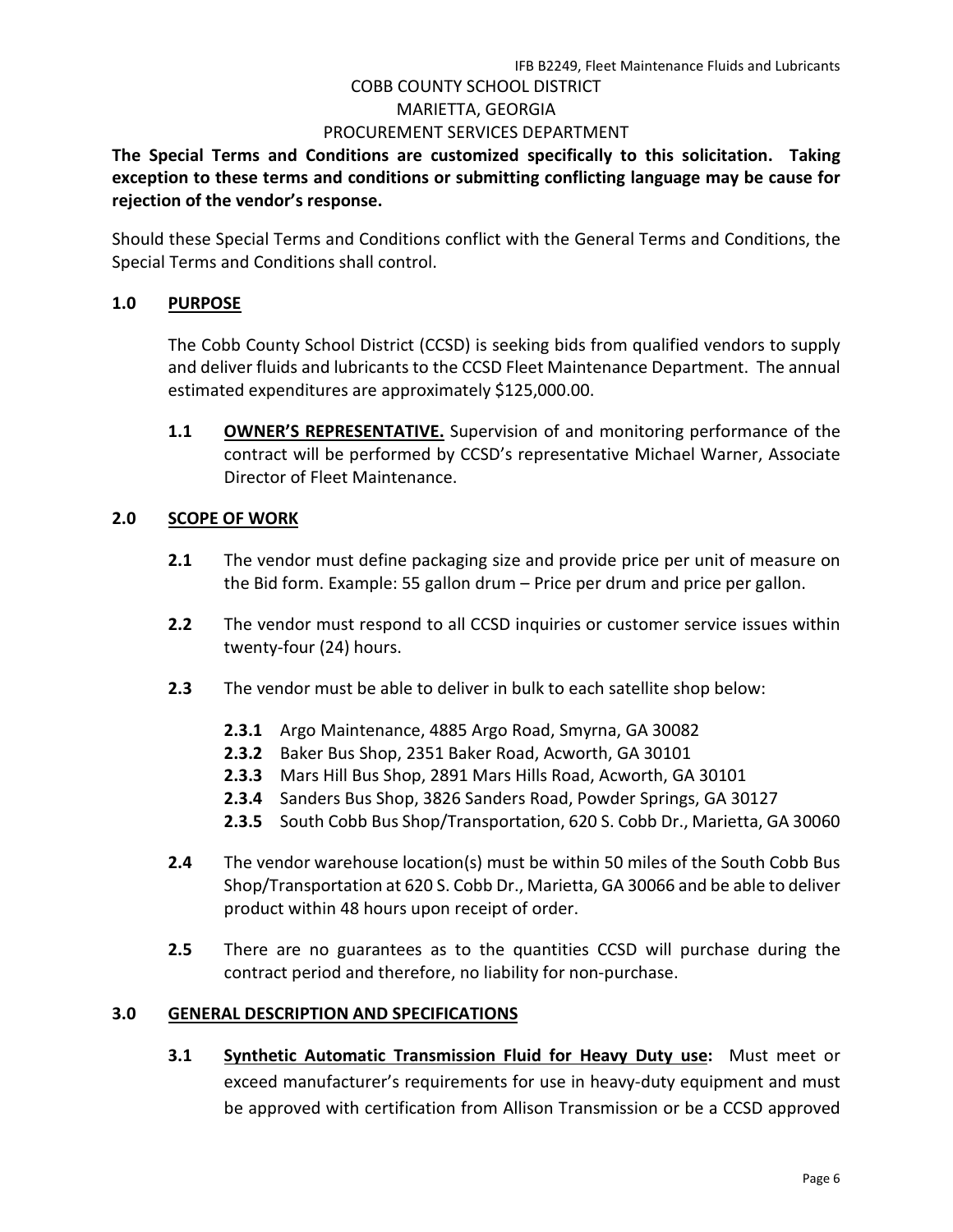COBB COUNTY SCHOOL DISTRICT
MARIETTA, GEORGIA
PROCUREMENT SERVICES DEPARTMENT

**The Special Terms and Conditions are customized specifically to this solicitation. Taking exception to these terms and conditions or submitting conflicting language may be cause for rejection of the vendor's response.**

Should these Special Terms and Conditions conflict with the General Terms and Conditions, the Special Terms and Conditions shall control.

## 1.0 PURPOSE

The Cobb County School District (CCSD) is seeking bids from qualified vendors to supply and deliver fluids and lubricants to the CCSD Fleet Maintenance Department. The annual estimated expenditures are approximately $125,000.00.

**1.1 OWNER'S REPRESENTATIVE.** Supervision of and monitoring performance of the contract will be performed by CCSD's representative Michael Warner, Associate Director of Fleet Maintenance.

## 2.0 SCOPE OF WORK

**2.1** The vendor must define packaging size and provide price per unit of measure on the Bid form. Example: 55 gallon drum – Price per drum and price per gallon.

**2.2** The vendor must respond to all CCSD inquiries or customer service issues within twenty-four (24) hours.

**2.3** The vendor must be able to deliver in bulk to each satellite shop below:

- **2.3.1** Argo Maintenance, 4885 Argo Road, Smyrna, GA 30082
- **2.3.2** Baker Bus Shop, 2351 Baker Road, Acworth, GA 30101
- **2.3.3** Mars Hill Bus Shop, 2891 Mars Hills Road, Acworth, GA 30101
- **2.3.4** Sanders Bus Shop, 3826 Sanders Road, Powder Springs, GA 30127
- **2.3.5** South Cobb Bus Shop/Transportation, 620 S. Cobb Dr., Marietta, GA 30060

**2.4** The vendor warehouse location(s) must be within 50 miles of the South Cobb Bus Shop/Transportation at 620 S. Cobb Dr., Marietta, GA 30066 and be able to deliver product within 48 hours upon receipt of order.

**2.5** There are no guarantees as to the quantities CCSD will purchase during the contract period and therefore, no liability for non-purchase.

## 3.0 GENERAL DESCRIPTION AND SPECIFICATIONS

**3.1 Synthetic Automatic Transmission Fluid for Heavy Duty use:** Must meet or exceed manufacturer's requirements for use in heavy-duty equipment and must be approved with certification from Allison Transmission or be a CCSD approved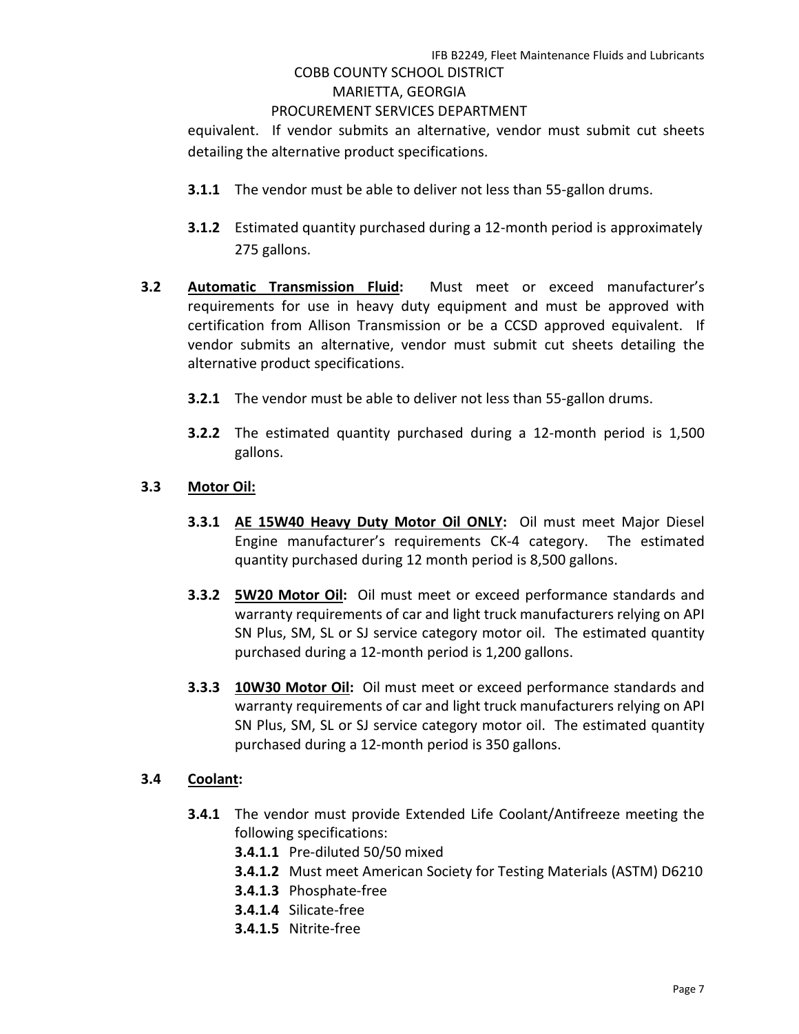equivalent. If vendor submits an alternative, vendor must submit cut sheets detailing the alternative product specifications.

**3.1.1** The vendor must be able to deliver not less than 55-gallon drums.

**3.1.2** Estimated quantity purchased during a 12-month period is approximately 275 gallons.

**3.2** <u>**Automatic Transmission Fluid**</u>**:** Must meet or exceed manufacturer's requirements for use in heavy duty equipment and must be approved with certification from Allison Transmission or be a CCSD approved equivalent. If vendor submits an alternative, vendor must submit cut sheets detailing the alternative product specifications.

**3.2.1** The vendor must be able to deliver not less than 55-gallon drums.

**3.2.2** The estimated quantity purchased during a 12-month period is 1,500 gallons.

**3.3** <u>**Motor Oil:**</u>

**3.3.1** <u>**AE 15W40 Heavy Duty Motor Oil ONLY**</u>**:** Oil must meet Major Diesel Engine manufacturer's requirements CK-4 category. The estimated quantity purchased during 12 month period is 8,500 gallons.

**3.3.2** <u>**5W20 Motor Oil**</u>**:** Oil must meet or exceed performance standards and warranty requirements of car and light truck manufacturers relying on API SN Plus, SM, SL or SJ service category motor oil. The estimated quantity purchased during a 12-month period is 1,200 gallons.

**3.3.3** <u>**10W30 Motor Oil**</u>**:** Oil must meet or exceed performance standards and warranty requirements of car and light truck manufacturers relying on API SN Plus, SM, SL or SJ service category motor oil. The estimated quantity purchased during a 12-month period is 350 gallons.

**3.4** <u>**Coolant**</u>**:**

**3.4.1** The vendor must provide Extended Life Coolant/Antifreeze meeting the following specifications:

**3.4.1.1** Pre-diluted 50/50 mixed

**3.4.1.2** Must meet American Society for Testing Materials (ASTM) D6210

**3.4.1.3** Phosphate-free

**3.4.1.4** Silicate-free

**3.4.1.5** Nitrite-free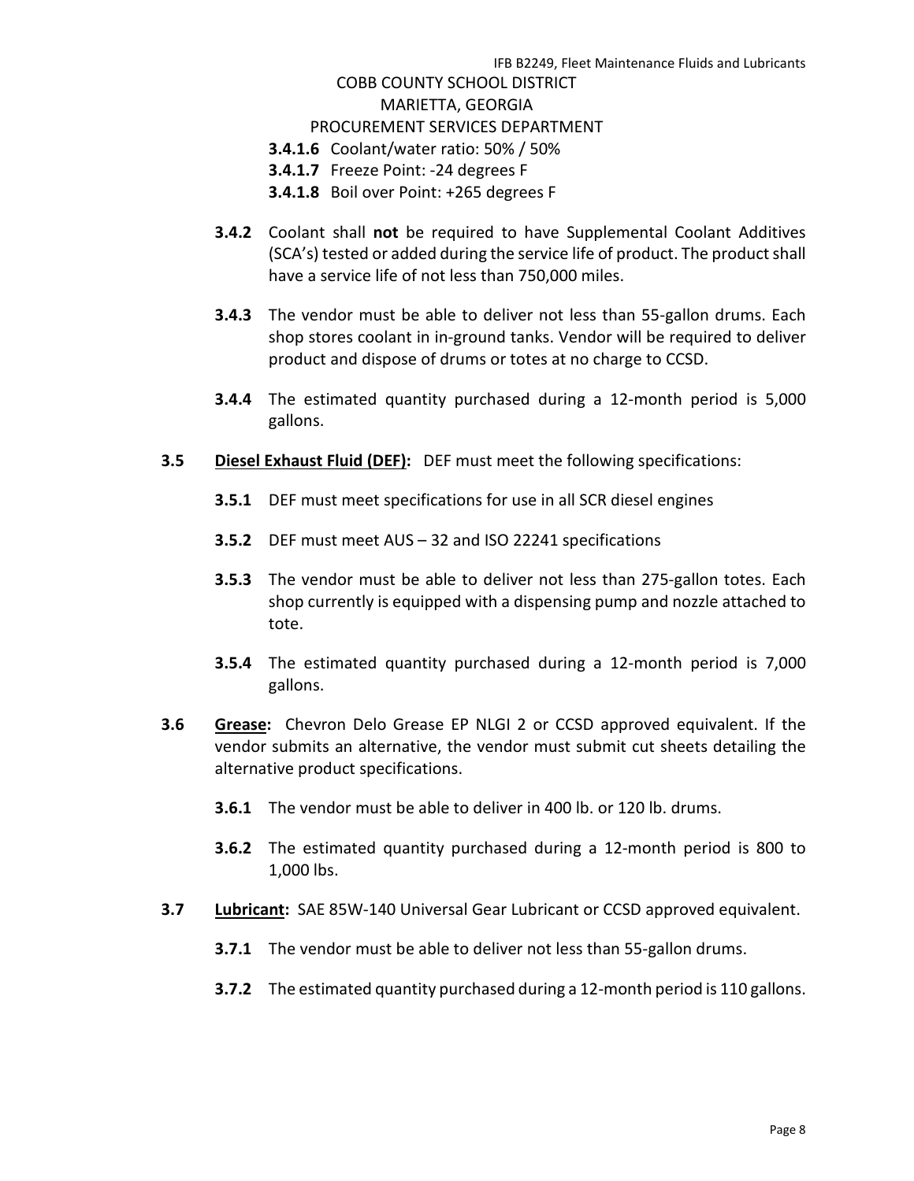**3.4.1.6** Coolant/water ratio: 50% / 50%

**3.4.1.7** Freeze Point: -24 degrees F

**3.4.1.8** Boil over Point: +265 degrees F

**3.4.2** Coolant shall **not** be required to have Supplemental Coolant Additives (SCA's) tested or added during the service life of product. The product shall have a service life of not less than 750,000 miles.

**3.4.3** The vendor must be able to deliver not less than 55-gallon drums. Each shop stores coolant in in-ground tanks. Vendor will be required to deliver product and dispose of drums or totes at no charge to CCSD.

**3.4.4** The estimated quantity purchased during a 12-month period is 5,000 gallons.

**3.5** <u>**Diesel Exhaust Fluid (DEF):**</u> DEF must meet the following specifications:

**3.5.1** DEF must meet specifications for use in all SCR diesel engines

**3.5.2** DEF must meet AUS – 32 and ISO 22241 specifications

**3.5.3** The vendor must be able to deliver not less than 275-gallon totes. Each shop currently is equipped with a dispensing pump and nozzle attached to tote.

**3.5.4** The estimated quantity purchased during a 12-month period is 7,000 gallons.

**3.6** <u>**Grease:**</u> Chevron Delo Grease EP NLGI 2 or CCSD approved equivalent. If the vendor submits an alternative, the vendor must submit cut sheets detailing the alternative product specifications.

**3.6.1** The vendor must be able to deliver in 400 lb. or 120 lb. drums.

**3.6.2** The estimated quantity purchased during a 12-month period is 800 to 1,000 lbs.

**3.7** <u>**Lubricant:**</u> SAE 85W-140 Universal Gear Lubricant or CCSD approved equivalent.

**3.7.1** The vendor must be able to deliver not less than 55-gallon drums.

**3.7.2** The estimated quantity purchased during a 12-month period is 110 gallons.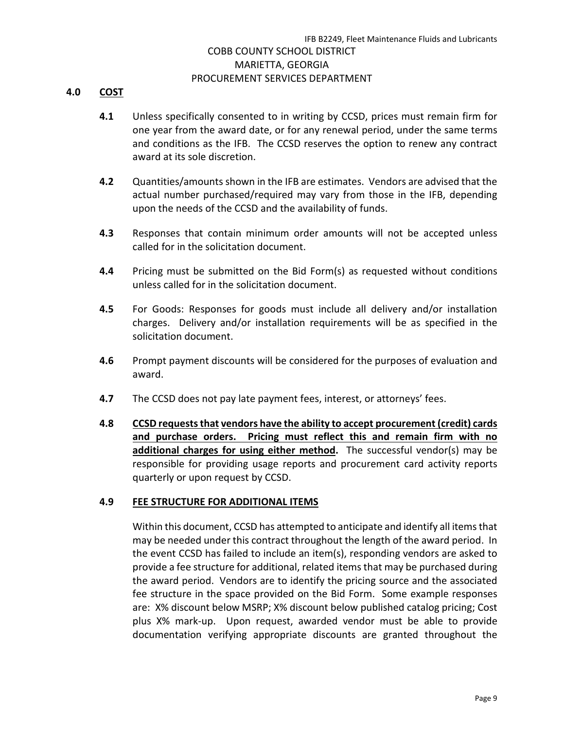## 4.0 COST

**4.1** Unless specifically consented to in writing by CCSD, prices must remain firm for one year from the award date, or for any renewal period, under the same terms and conditions as the IFB. The CCSD reserves the option to renew any contract award at its sole discretion.

**4.2** Quantities/amounts shown in the IFB are estimates. Vendors are advised that the actual number purchased/required may vary from those in the IFB, depending upon the needs of the CCSD and the availability of funds.

**4.3** Responses that contain minimum order amounts will not be accepted unless called for in the solicitation document.

**4.4** Pricing must be submitted on the Bid Form(s) as requested without conditions unless called for in the solicitation document.

**4.5** For Goods: Responses for goods must include all delivery and/or installation charges. Delivery and/or installation requirements will be as specified in the solicitation document.

**4.6** Prompt payment discounts will be considered for the purposes of evaluation and award.

**4.7** The CCSD does not pay late payment fees, interest, or attorneys' fees.

**4.8** **CCSD requests that vendors have the ability to accept procurement (credit) cards and purchase orders. Pricing must reflect this and remain firm with no additional charges for using either method.** The successful vendor(s) may be responsible for providing usage reports and procurement card activity reports quarterly or upon request by CCSD.

**4.9** **FEE STRUCTURE FOR ADDITIONAL ITEMS**

Within this document, CCSD has attempted to anticipate and identify all items that may be needed under this contract throughout the length of the award period. In the event CCSD has failed to include an item(s), responding vendors are asked to provide a fee structure for additional, related items that may be purchased during the award period. Vendors are to identify the pricing source and the associated fee structure in the space provided on the Bid Form. Some example responses are: X% discount below MSRP; X% discount below published catalog pricing; Cost plus X% mark-up. Upon request, awarded vendor must be able to provide documentation verifying appropriate discounts are granted throughout the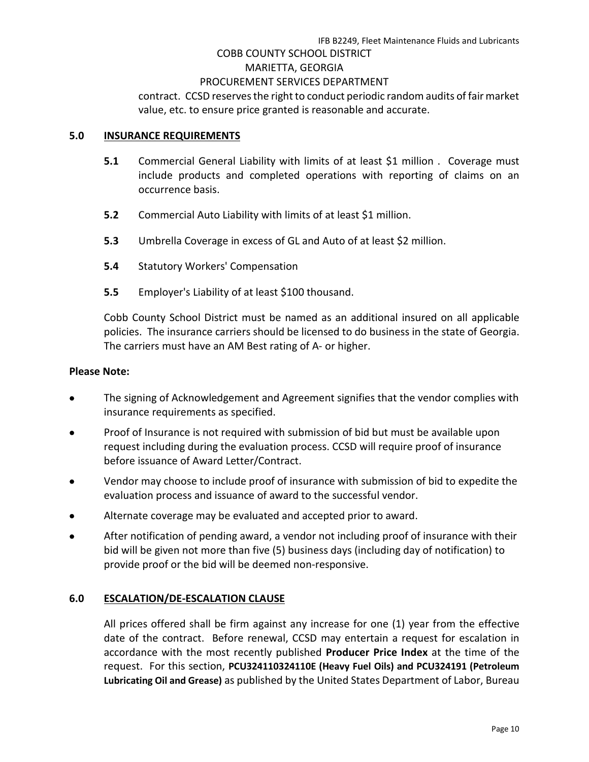contract. CCSD reserves the right to conduct periodic random audits of fair market value, etc. to ensure price granted is reasonable and accurate.

## 5.0 INSURANCE REQUIREMENTS

**5.1** Commercial General Liability with limits of at least $1 million . Coverage must include products and completed operations with reporting of claims on an occurrence basis.

**5.2** Commercial Auto Liability with limits of at least $1 million.

**5.3** Umbrella Coverage in excess of GL and Auto of at least $2 million.

**5.4** Statutory Workers' Compensation

**5.5** Employer's Liability of at least $100 thousand.

Cobb County School District must be named as an additional insured on all applicable policies. The insurance carriers should be licensed to do business in the state of Georgia. The carriers must have an AM Best rating of A- or higher.

**Please Note:**

- The signing of Acknowledgement and Agreement signifies that the vendor complies with insurance requirements as specified.
- Proof of Insurance is not required with submission of bid but must be available upon request including during the evaluation process. CCSD will require proof of insurance before issuance of Award Letter/Contract.
- Vendor may choose to include proof of insurance with submission of bid to expedite the evaluation process and issuance of award to the successful vendor.
- Alternate coverage may be evaluated and accepted prior to award.
- After notification of pending award, a vendor not including proof of insurance with their bid will be given not more than five (5) business days (including day of notification) to provide proof or the bid will be deemed non-responsive.

## 6.0 ESCALATION/DE-ESCALATION CLAUSE

All prices offered shall be firm against any increase for one (1) year from the effective date of the contract. Before renewal, CCSD may entertain a request for escalation in accordance with the most recently published **Producer Price Index** at the time of the request. For this section, **PCU324110324110E (Heavy Fuel Oils) and PCU324191 (Petroleum Lubricating Oil and Grease)** as published by the United States Department of Labor, Bureau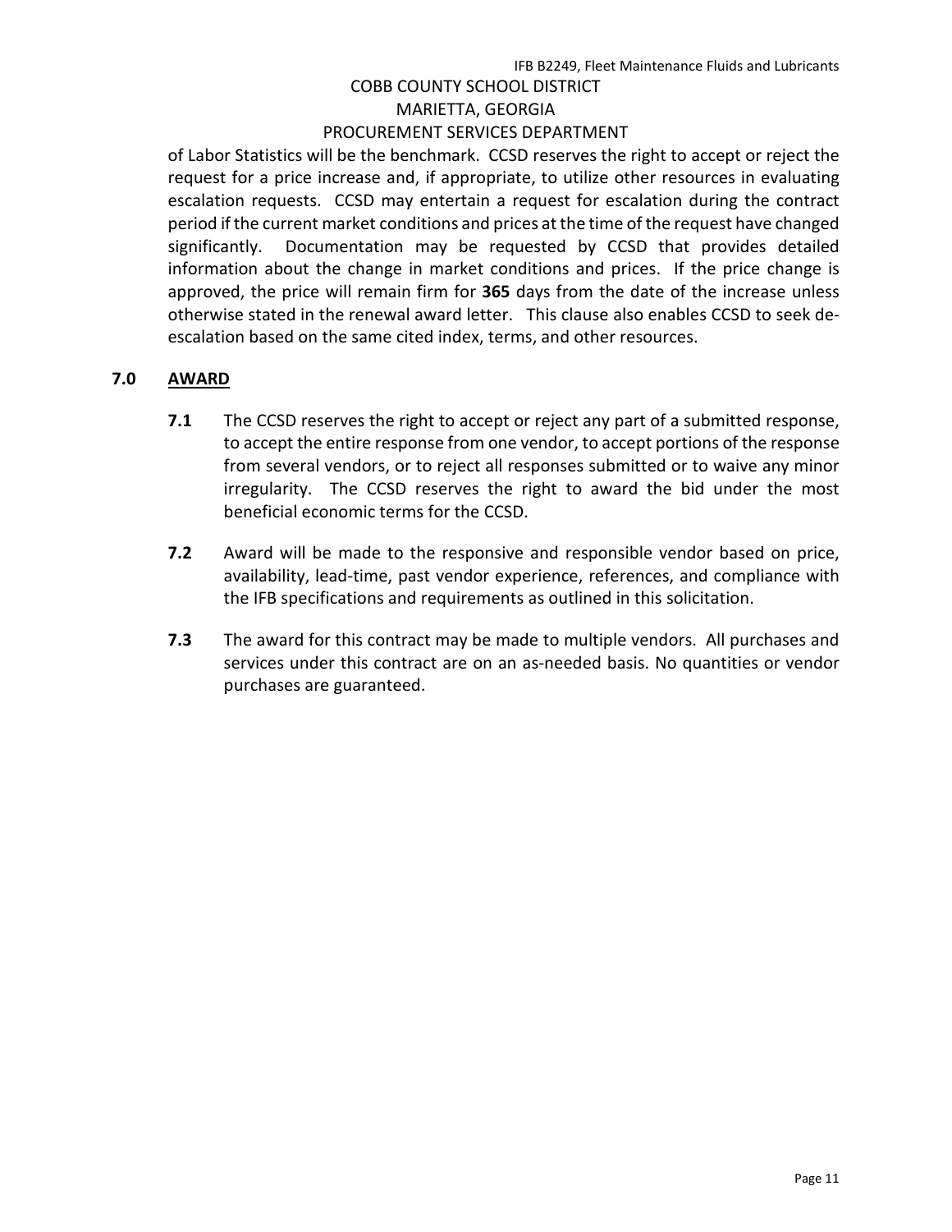of Labor Statistics will be the benchmark. CCSD reserves the right to accept or reject the request for a price increase and, if appropriate, to utilize other resources in evaluating escalation requests. CCSD may entertain a request for escalation during the contract period if the current market conditions and prices at the time of the request have changed significantly. Documentation may be requested by CCSD that provides detailed information about the change in market conditions and prices. If the price change is approved, the price will remain firm for **365** days from the date of the increase unless otherwise stated in the renewal award letter. This clause also enables CCSD to seek de-escalation based on the same cited index, terms, and other resources.

## 7.0 AWARD

**7.1** The CCSD reserves the right to accept or reject any part of a submitted response, to accept the entire response from one vendor, to accept portions of the response from several vendors, or to reject all responses submitted or to waive any minor irregularity. The CCSD reserves the right to award the bid under the most beneficial economic terms for the CCSD.

**7.2** Award will be made to the responsive and responsible vendor based on price, availability, lead-time, past vendor experience, references, and compliance with the IFB specifications and requirements as outlined in this solicitation.

**7.3** The award for this contract may be made to multiple vendors. All purchases and services under this contract are on an as-needed basis. No quantities or vendor purchases are guaranteed.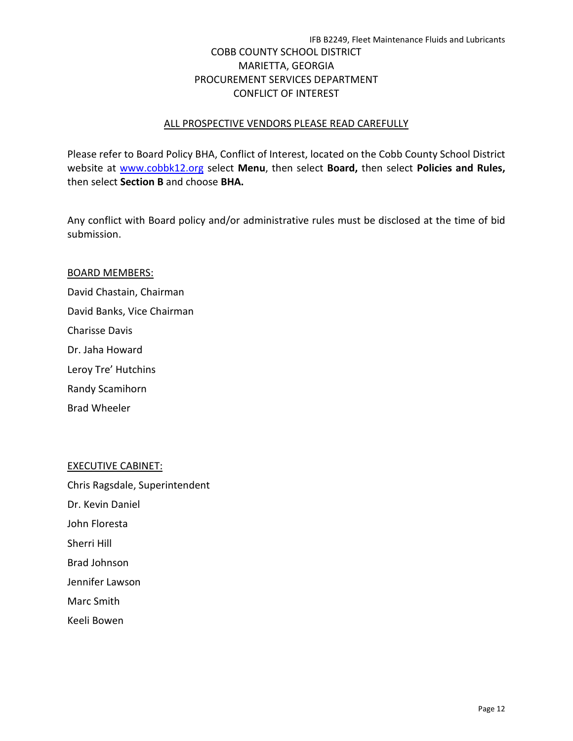# COBB COUNTY SCHOOL DISTRICT
## MARIETTA, GEORGIA
## PROCUREMENT SERVICES DEPARTMENT
## CONFLICT OF INTEREST

ALL PROSPECTIVE VENDORS PLEASE READ CAREFULLY

Please refer to Board Policy BHA, Conflict of Interest, located on the Cobb County School District website at www.cobbk12.org select **Menu**, then select **Board,** then select **Policies and Rules,** then select **Section B** and choose **BHA.**

Any conflict with Board policy and/or administrative rules must be disclosed at the time of bid submission.

BOARD MEMBERS:

David Chastain, Chairman

David Banks, Vice Chairman

Charisse Davis

Dr. Jaha Howard

Leroy Tre' Hutchins

Randy Scamihorn

Brad Wheeler

EXECUTIVE CABINET:

Chris Ragsdale, Superintendent

Dr. Kevin Daniel

John Floresta

Sherri Hill

Brad Johnson

Jennifer Lawson

Marc Smith

Keeli Bowen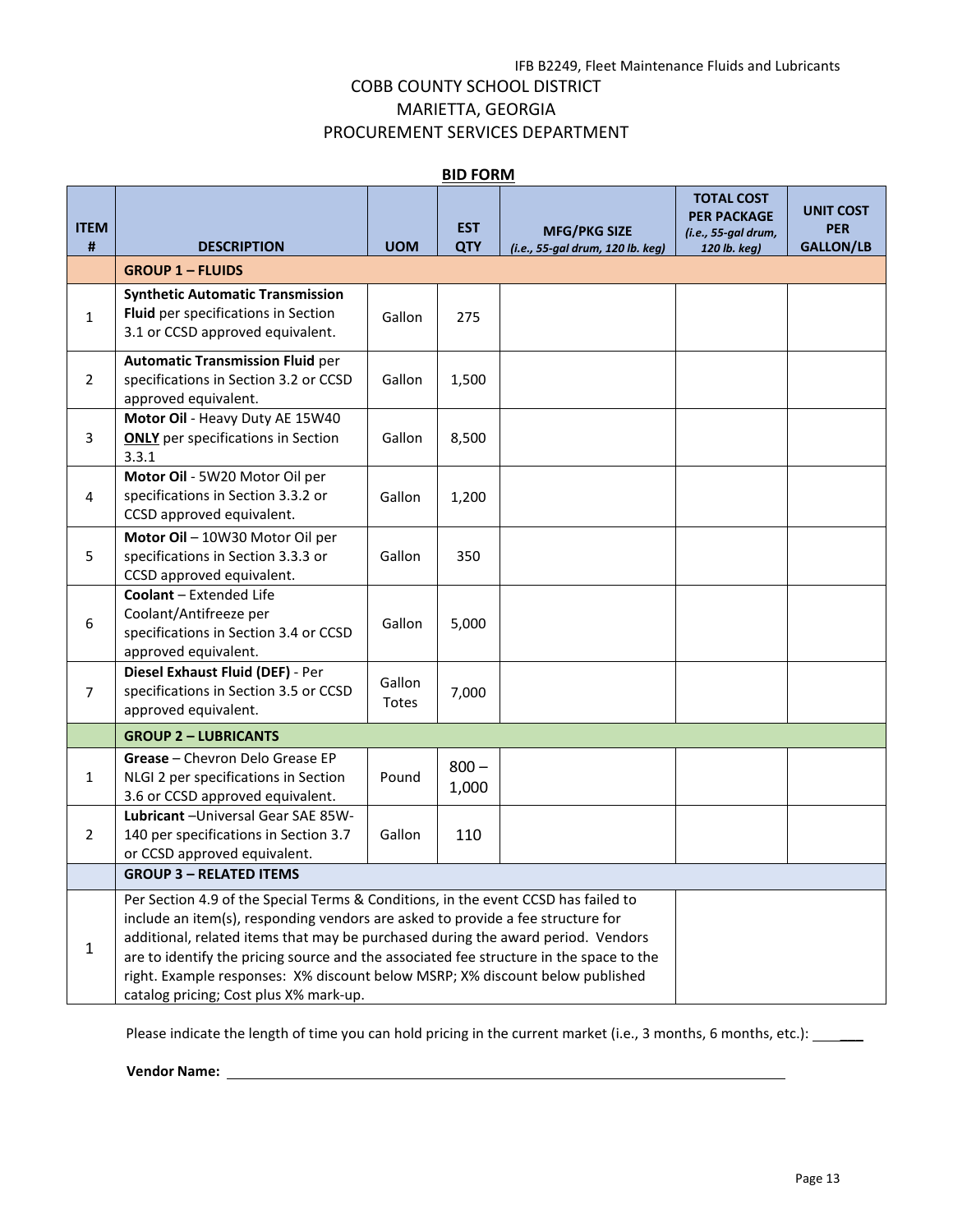IFB B2249, Fleet Maintenance Fluids and Lubricants

# COBB COUNTY SCHOOL DISTRICT
## MARIETTA, GEORGIA
## PROCUREMENT SERVICES DEPARTMENT

### BID FORM

| ITEM # | DESCRIPTION | UOM | EST QTY | MFG/PKG SIZE *(i.e., 55-gal drum, 120 lb. keg)* | TOTAL COST PER PACKAGE *(i.e., 55-gal drum, 120 lb. keg)* | UNIT COST PER GALLON/LB |
|---|---|---|---|---|---|---|
| | **GROUP 1 – FLUIDS** | | | | | |
| 1 | **Synthetic Automatic Transmission Fluid** per specifications in Section 3.1 or CCSD approved equivalent. | Gallon | 275 | | | |
| 2 | **Automatic Transmission Fluid** per specifications in Section 3.2 or CCSD approved equivalent. | Gallon | 1,500 | | | |
| 3 | **Motor Oil** - Heavy Duty AE 15W40 **ONLY** per specifications in Section 3.3.1 | Gallon | 8,500 | | | |
| 4 | **Motor Oil** - 5W20 Motor Oil per specifications in Section 3.3.2 or CCSD approved equivalent. | Gallon | 1,200 | | | |
| 5 | **Motor Oil** – 10W30 Motor Oil per specifications in Section 3.3.3 or CCSD approved equivalent. | Gallon | 350 | | | |
| 6 | **Coolant** – Extended Life Coolant/Antifreeze per specifications in Section 3.4 or CCSD approved equivalent. | Gallon | 5,000 | | | |
| 7 | **Diesel Exhaust Fluid (DEF)** - Per specifications in Section 3.5 or CCSD approved equivalent. | Gallon Totes | 7,000 | | | |
| | **GROUP 2 – LUBRICANTS** | | | | | |
| 1 | **Grease** – Chevron Delo Grease EP NLGI 2 per specifications in Section 3.6 or CCSD approved equivalent. | Pound | 800 – 1,000 | | | |
| 2 | **Lubricant** –Universal Gear SAE 85W-140 per specifications in Section 3.7 or CCSD approved equivalent. | Gallon | 110 | | | |
| | **GROUP 3 – RELATED ITEMS** | | | | | |
| 1 | Per Section 4.9 of the Special Terms & Conditions, in the event CCSD has failed to include an item(s), responding vendors are asked to provide a fee structure for additional, related items that may be purchased during the award period. Vendors are to identify the pricing source and the associated fee structure in the space to the right. Example responses: X% discount below MSRP; X% discount below published catalog pricing; Cost plus X% mark-up. | | | | | |

Please indicate the length of time you can hold pricing in the current market (i.e., 3 months, 6 months, etc.): ______

**Vendor Name:** ____________________________________________